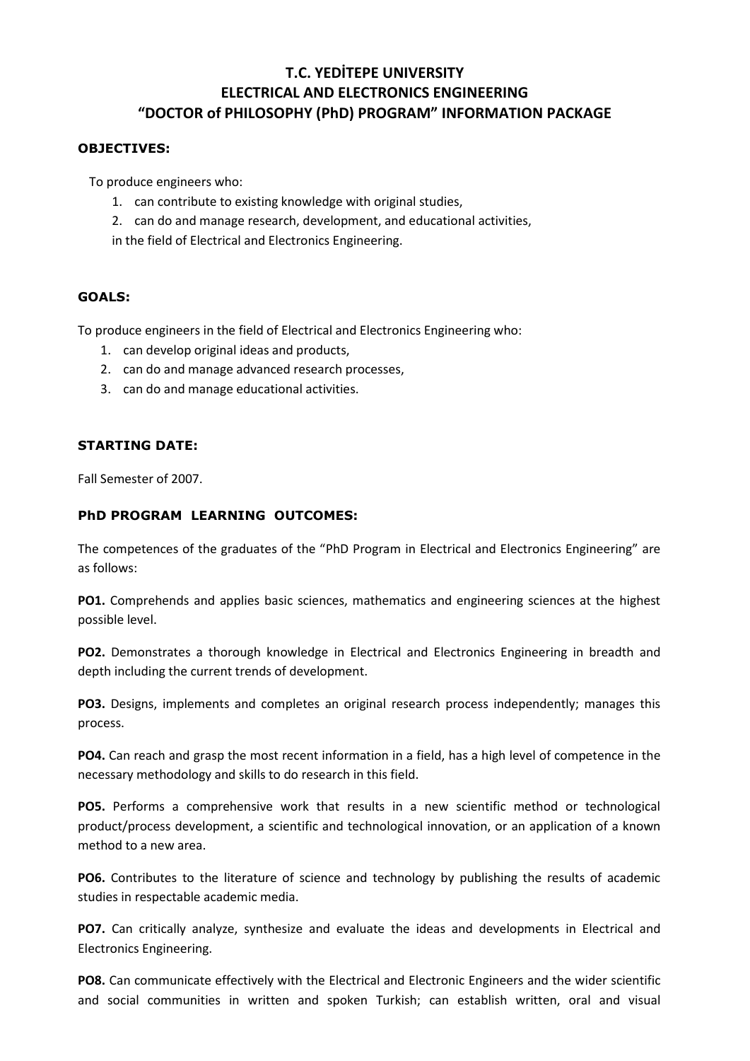# T.C. YEDİTEPE UNIVERSITY
# ELECTRICAL AND ELECTRONICS ENGINEERING
# "DOCTOR of PHILOSOPHY (PhD) PROGRAM" INFORMATION PACKAGE

## OBJECTIVES:

To produce engineers who:

1. can contribute to existing knowledge with original studies,
2. can do and manage research, development, and educational activities,

in the field of Electrical and Electronics Engineering.

## GOALS:

To produce engineers in the field of Electrical and Electronics Engineering who:

1. can develop original ideas and products,
2. can do and manage advanced research processes,
3. can do and manage educational activities.

## STARTING DATE:

Fall Semester of 2007.

## PhD PROGRAM LEARNING OUTCOMES:

The competences of the graduates of the "PhD Program in Electrical and Electronics Engineering" are as follows:

**PO1.** Comprehends and applies basic sciences, mathematics and engineering sciences at the highest possible level.

**PO2.** Demonstrates a thorough knowledge in Electrical and Electronics Engineering in breadth and depth including the current trends of development.

**PO3.** Designs, implements and completes an original research process independently; manages this process.

**PO4.** Can reach and grasp the most recent information in a field, has a high level of competence in the necessary methodology and skills to do research in this field.

**PO5.** Performs a comprehensive work that results in a new scientific method or technological product/process development, a scientific and technological innovation, or an application of a known method to a new area.

**PO6.** Contributes to the literature of science and technology by publishing the results of academic studies in respectable academic media.

**PO7.** Can critically analyze, synthesize and evaluate the ideas and developments in Electrical and Electronics Engineering.

**PO8.** Can communicate effectively with the Electrical and Electronic Engineers and the wider scientific and social communities in written and spoken Turkish; can establish written, oral and visual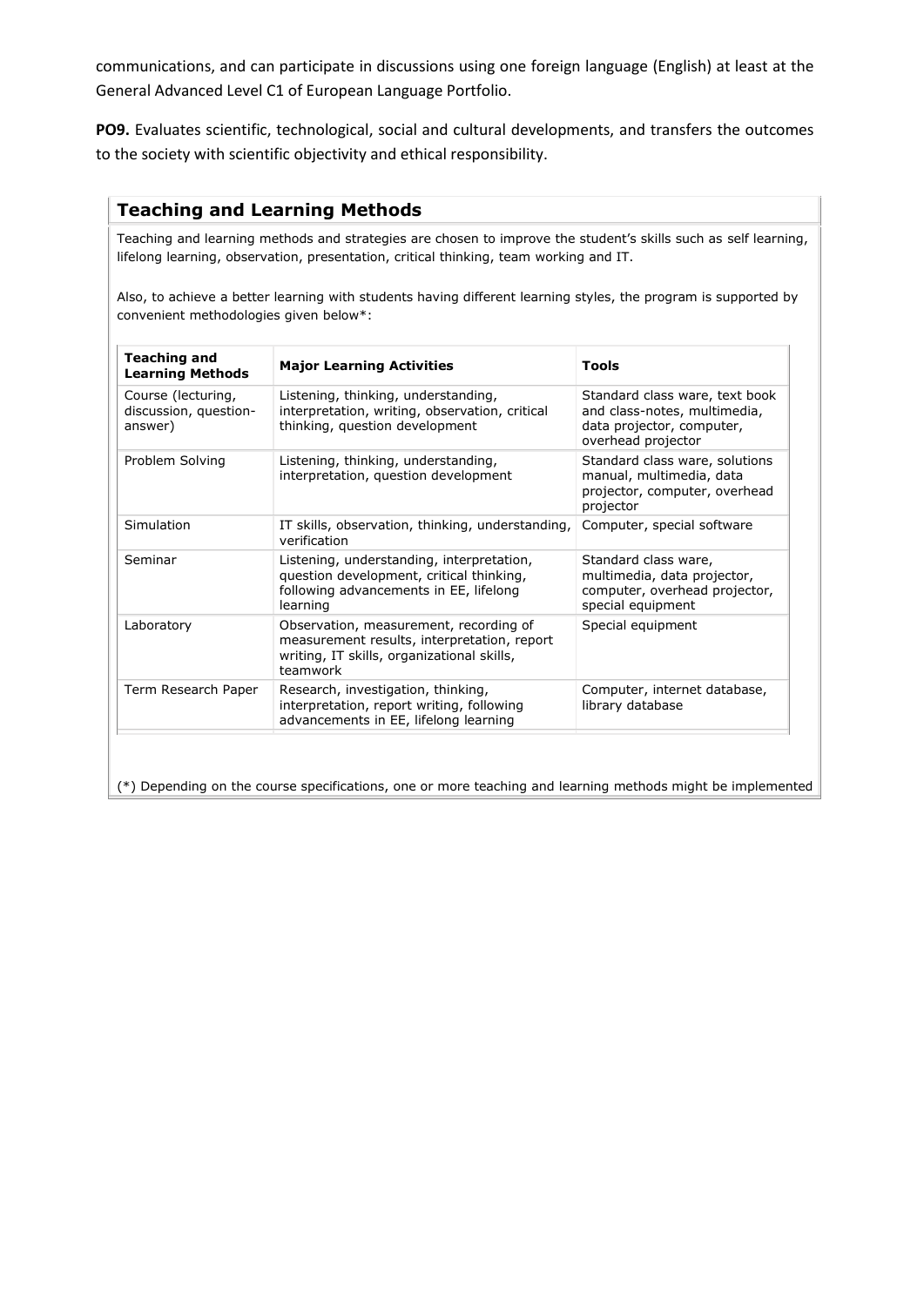communications, and can participate in discussions using one foreign language (English) at least at the General Advanced Level C1 of European Language Portfolio.

**PO9.** Evaluates scientific, technological, social and cultural developments, and transfers the outcomes to the society with scientific objectivity and ethical responsibility.

## Teaching and Learning Methods

Teaching and learning methods and strategies are chosen to improve the student's skills such as self learning, lifelong learning, observation, presentation, critical thinking, team working and IT.

Also, to achieve a better learning with students having different learning styles, the program is supported by convenient methodologies given below*:

| Teaching and Learning Methods | Major Learning Activities | Tools |
|---|---|---|
| Course (lecturing, discussion, question-answer) | Listening, thinking, understanding, interpretation, writing, observation, critical thinking, question development | Standard class ware, text book and class-notes, multimedia, data projector, computer, overhead projector |
| Problem Solving | Listening, thinking, understanding, interpretation, question development | Standard class ware, solutions manual, multimedia, data projector, computer, overhead projector |
| Simulation | IT skills, observation, thinking, understanding, verification | Computer, special software |
| Seminar | Listening, understanding, interpretation, question development, critical thinking, following advancements in EE, lifelong learning | Standard class ware, multimedia, data projector, computer, overhead projector, special equipment |
| Laboratory | Observation, measurement, recording of measurement results, interpretation, report writing, IT skills, organizational skills, teamwork | Special equipment |
| Term Research Paper | Research, investigation, thinking, interpretation, report writing, following advancements in EE, lifelong learning | Computer, internet database, library database |

(*) Depending on the course specifications, one or more teaching and learning methods might be implemented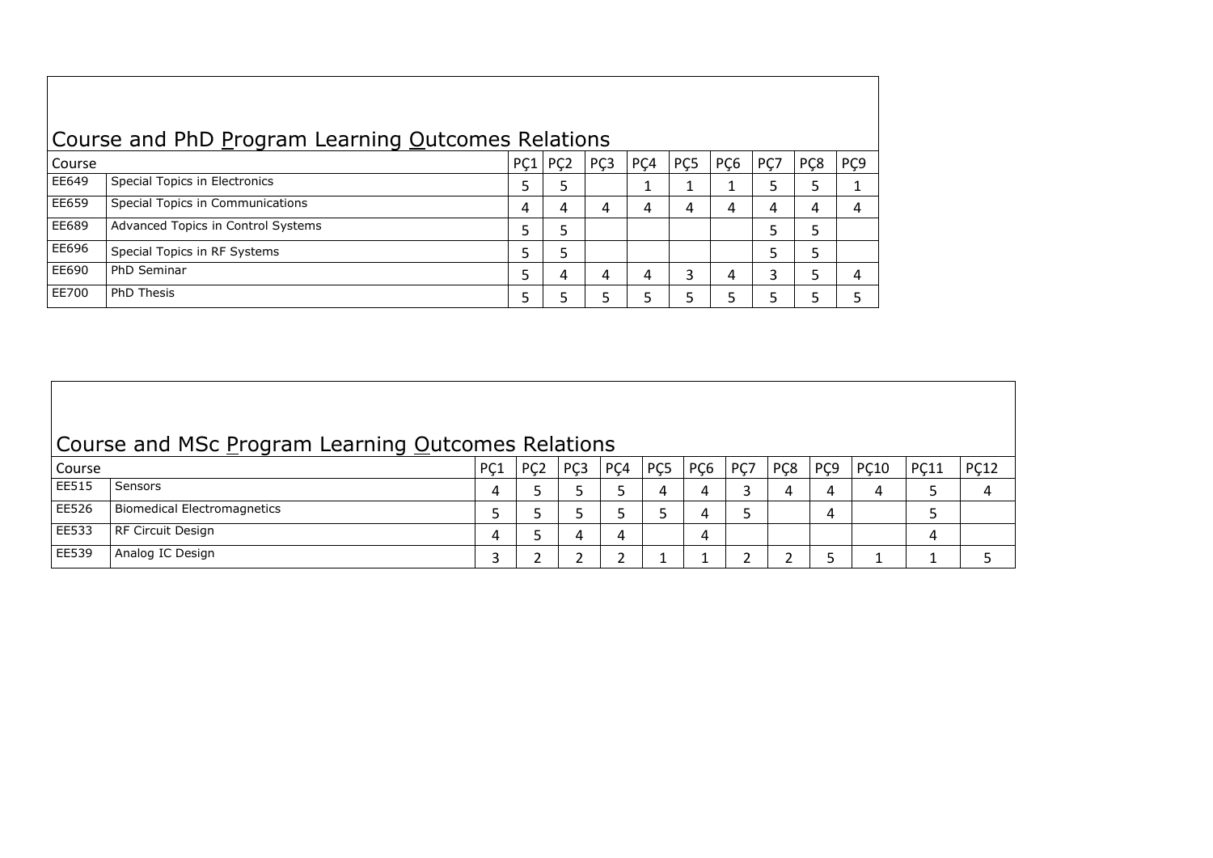## Course and PhD Program Learning Outcomes Relations

| Course | | PÇ1 | PÇ2 | PÇ3 | PÇ4 | PÇ5 | PÇ6 | PÇ7 | PÇ8 | PÇ9 |
|---|---|---|---|---|---|---|---|---|---|---|
| EE649 | Special Topics in Electronics | 5 | 5 | | 1 | 1 | 1 | 5 | 5 | 1 |
| EE659 | Special Topics in Communications | 4 | 4 | 4 | 4 | 4 | 4 | 4 | 4 | 4 |
| EE689 | Advanced Topics in Control Systems | 5 | 5 | | | | | 5 | 5 | |
| EE696 | Special Topics in RF Systems | 5 | 5 | | | | | 5 | 5 | |
| EE690 | PhD Seminar | 5 | 4 | 4 | 4 | 3 | 4 | 3 | 5 | 4 |
| EE700 | PhD Thesis | 5 | 5 | 5 | 5 | 5 | 5 | 5 | 5 | 5 |

## Course and MSc Program Learning Outcomes Relations

| Course | | PÇ1 | PÇ2 | PÇ3 | PÇ4 | PÇ5 | PÇ6 | PÇ7 | PÇ8 | PÇ9 | PÇ10 | PÇ11 | PÇ12 |
|---|---|---|---|---|---|---|---|---|---|---|---|---|---|
| EE515 | Sensors | 4 | 5 | 5 | 5 | 4 | 4 | 3 | 4 | 4 | 4 | 5 | 4 |
| EE526 | Biomedical Electromagnetics | 5 | 5 | 5 | 5 | 5 | 4 | 5 | | 4 | | 5 | |
| EE533 | RF Circuit Design | 4 | 5 | 4 | 4 | | 4 | | | | | 4 | |
| EE539 | Analog IC Design | 3 | 2 | 2 | 2 | 1 | 1 | 2 | 2 | 5 | 1 | 1 | 5 |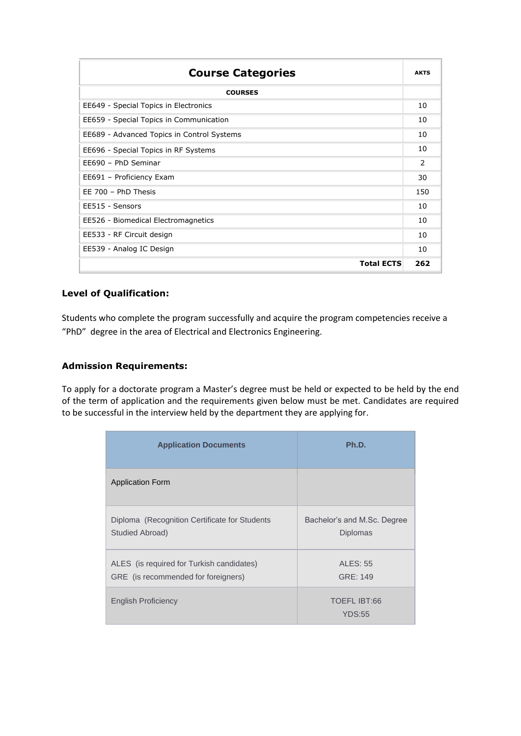| Course Categories | AKTS |
|---|---|
| **COURSES** | |
| EE649 - Special Topics in Electronics | 10 |
| EE659 - Special Topics in Communication | 10 |
| EE689 - Advanced Topics in Control Systems | 10 |
| EE696 - Special Topics in RF Systems | 10 |
| EE690 – PhD Seminar | 2 |
| EE691 – Proficiency Exam | 30 |
| EE 700 – PhD Thesis | 150 |
| EE515 - Sensors | 10 |
| EE526 - Biomedical Electromagnetics | 10 |
| EE533 - RF Circuit design | 10 |
| EE539 - Analog IC Design | 10 |
| **Total ECTS** | **262** |

### Level of Qualification:

Students who complete the program successfully and acquire the program competencies receive a "PhD" degree in the area of Electrical and Electronics Engineering.

### Admission Requirements:

To apply for a doctorate program a Master's degree must be held or expected to be held by the end of the term of application and the requirements given below must be met. Candidates are required to be successful in the interview held by the department they are applying for.

| Application Documents | Ph.D. |
|---|---|
| Application Form | |
| Diploma (Recognition Certificate for Students Studied Abroad) | Bachelor's and M.Sc. Degree Diplomas |
| ALES (is required for Turkish candidates)<br>GRE (is recommended for foreigners) | ALES: 55<br>GRE: 149 |
| English Proficiency | TOEFL IBT:66<br>YDS:55 |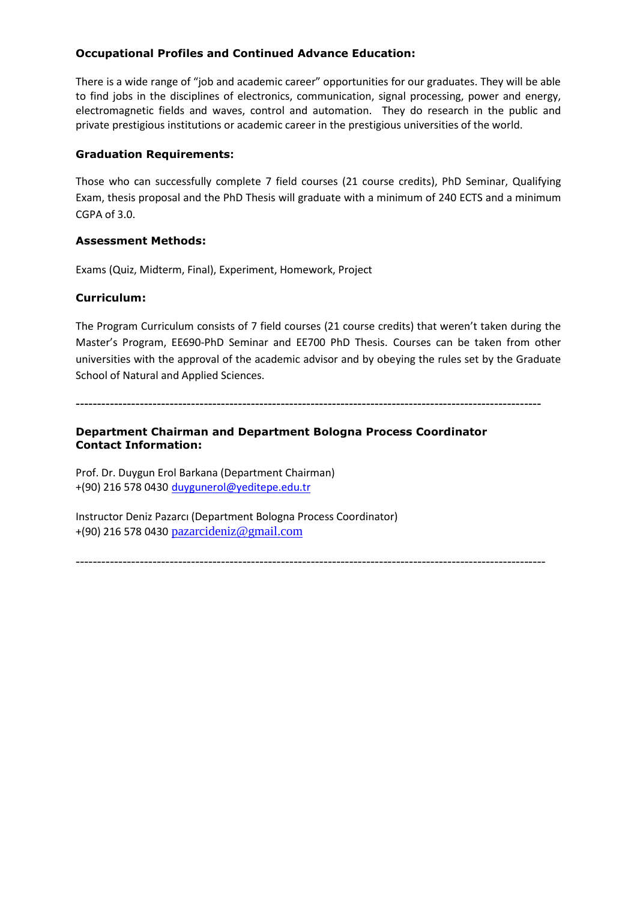**Occupational Profiles and Continued Advance Education:**

There is a wide range of “job and academic career” opportunities for our graduates. They will be able to find jobs in the disciplines of electronics, communication, signal processing, power and energy, electromagnetic fields and waves, control and automation. They do research in the public and private prestigious institutions or academic career in the prestigious universities of the world.

**Graduation Requirements:**

Those who can successfully complete 7 field courses (21 course credits), PhD Seminar, Qualifying Exam, thesis proposal and the PhD Thesis will graduate with a minimum of 240 ECTS and a minimum CGPA of 3.0.

**Assessment Methods:**

Exams (Quiz, Midterm, Final), Experiment, Homework, Project

**Curriculum:**

The Program Curriculum consists of 7 field courses (21 course credits) that weren’t taken during the Master’s Program, EE690-PhD Seminar and EE700 PhD Thesis. Courses can be taken from other universities with the approval of the academic advisor and by obeying the rules set by the Graduate School of Natural and Applied Sciences.

---

**Department Chairman and Department Bologna Process Coordinator Contact Information:**

Prof. Dr. Duygun Erol Barkana (Department Chairman)
+(90) 216 578 0430 duygunerol@yeditepe.edu.tr

Instructor Deniz Pazarcı (Department Bologna Process Coordinator)
+(90) 216 578 0430 pazarcideniz@gmail.com

---